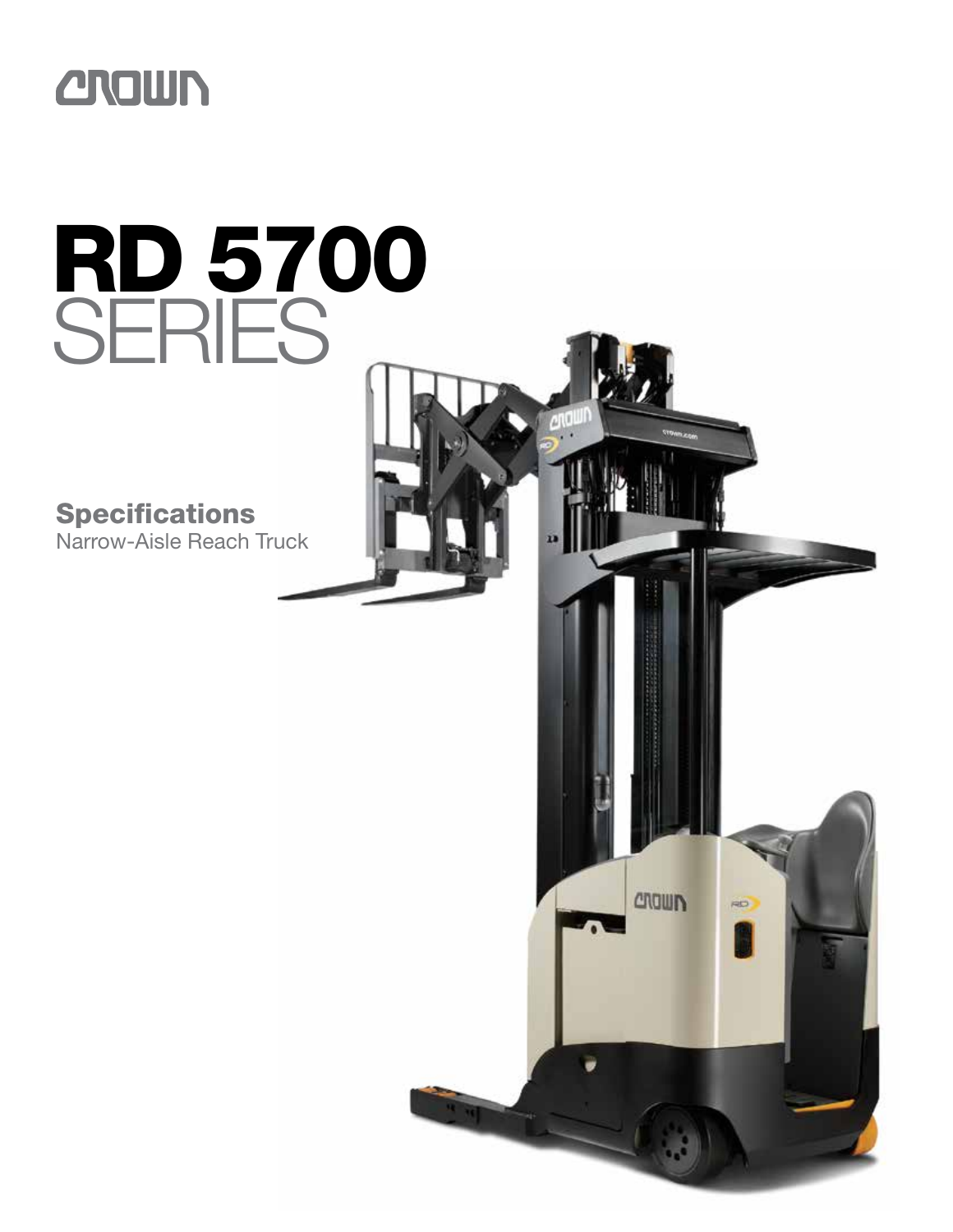CROWN

# RD 5700 SERIES

## Specifications

Narrow-Aisle Reach Truck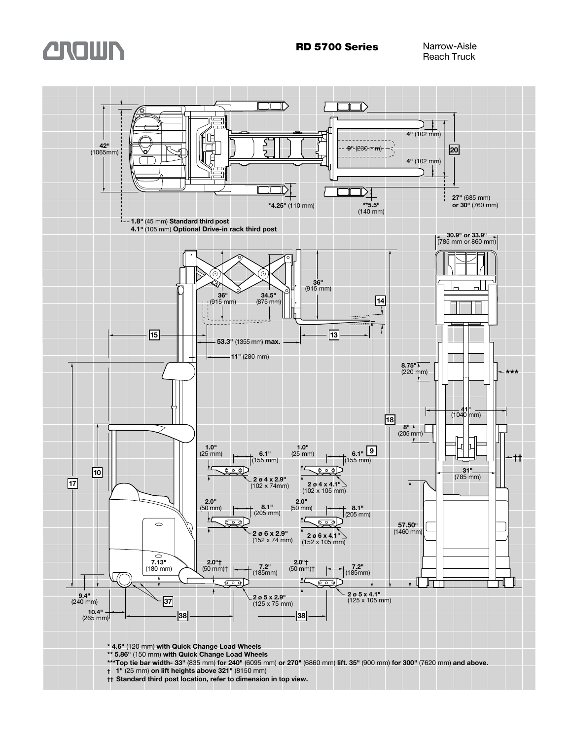# RD 5700 Series

Narrow-Aisle Reach Truck

42" (1065mm)

4" (102 mm)

9" (230 mm)

20

4" (102 mm)

*4.25" (110 mm)

**5.5" (140 mm)

27" (685 mm) or 30" (760 mm)

1.8" (45 mm) Standard third post
4.1" (105 mm) Optional Drive-in rack third post

30.9" or 33.9" (785 mm or 860 mm)

36" (915 mm)

34.5" (875 mm)

36" (915 mm)

14

15

53.3" (1355 mm) max.

13

11" (280 mm)

8.75" (220 mm)

***

41" (1040 mm)

18

8" (205 mm)

1.0" (25 mm)

6.1" (155 mm)

1.0" (25 mm)

6.1" (155 mm)

9

††

10

2 ø 4 x 2.9" (102 x 74mm)

2 ø 4 x 4.1" (102 x 105 mm)

31" (785 mm)

17

2.0" (50 mm)

8.1" (205 mm)

2.0" (50 mm)

8.1" (205 mm)

57.50" (1460 mm)

2 ø 6 x 2.9" (152 x 74 mm)

2 ø 6 x 4.1" (152 x 105 mm)

7.13" (180 mm)

2.0"† (50 mm)†

7.2" (185mm)

2.0"† (50 mm)†

7.2" (185mm)

9.4" (240 mm)

37

2 ø 5 x 2.9" (125 x 75 mm)

2 ø 5 x 4.1" (125 x 105 mm)

10.4" (265 mm)

38

38

**\* 4.6"** (120 mm) **with Quick Change Load Wheels**
**\*\* 5.86"** (150 mm) **with Quick Change Load Wheels**
**\*\*\*Top tie bar width- 33"** (835 mm) **for 240"** (6095 mm) **or 270"** (6860 mm) **lift. 35"** (900 mm) **for 300"** (7620 mm) **and above.**
**† 1"** (25 mm) **on lift heights above 321"** (8150 mm)
**†† Standard third post location, refer to dimension in top view.**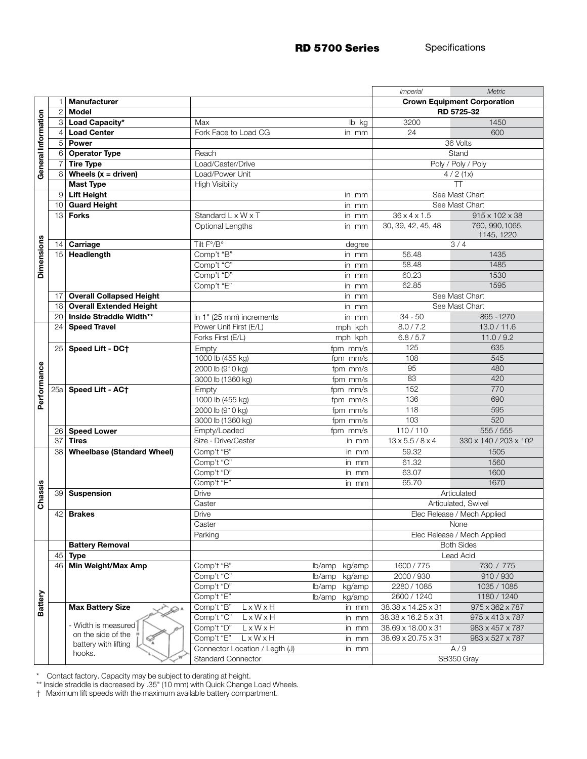## RD 5700 Series Specifications

| | # | Item | Description | Units | Imperial | Metric |
|---|---|---|---|---|---|---|
| General Information | 1 | **Manufacturer** | | | Crown Equipment Corporation | |
| | 2 | **Model** | | | RD 5725-32 | |
| | 3 | **Load Capacity*** | Max | lb kg | 3200 | 1450 |
| | 4 | **Load Center** | Fork Face to Load CG | in mm | 24 | 600 |
| | 5 | **Power** | | | 36 Volts | |
| | 6 | **Operator Type** | Reach | | Stand | |
| | 7 | **Tire Type** | Load/Caster/Drive | | Poly / Poly / Poly | |
| | 8 | **Wheels (x = driven)** | Load/Power Unit | | 4 / 2 (1x) | |
| | | **Mast Type** | High Visibility | | TT | |
| Dimensions | 9 | **Lift Height** | | in mm | See Mast Chart | |
| | 10 | **Guard Height** | | in mm | See Mast Chart | |
| | 13 | **Forks** | Standard L x W x T | in mm | 36 x 4 x 1.5 | 915 x 102 x 38 |
| | | | Optional Lengths | in mm | 30, 39, 42, 45, 48 | 760, 990,1065, 1145, 1220 |
| | 14 | **Carriage** | Tilt F°/B° | degree | 3 / 4 | |
| | 15 | **Headlength** | Comp't "B" | in mm | 56.48 | 1435 |
| | | | Comp't "C" | in mm | 58.48 | 1485 |
| | | | Comp't "D" | in mm | 60.23 | 1530 |
| | | | Comp't "E" | in mm | 62.85 | 1595 |
| | 17 | **Overall Collapsed Height** | | in mm | See Mast Chart | |
| | 18 | **Overall Extended Height** | | in mm | See Mast Chart | |
| | 20 | **Inside Straddle Width**** | In 1" (25 mm) increments | in mm | 34 - 50 | 865 -1270 |
| Performance | 24 | **Speed Travel** | Power Unit First (E/L) | mph kph | 8.0 / 7.2 | 13.0 / 11.6 |
| | | | Forks First (E/L) | mph kph | 6.8 / 5.7 | 11.0 / 9.2 |
| | 25 | **Speed Lift - DC†** | Empty | fpm mm/s | 125 | 635 |
| | | | 1000 lb (455 kg) | fpm mm/s | 108 | 545 |
| | | | 2000 lb (910 kg) | fpm mm/s | 95 | 480 |
| | | | 3000 lb (1360 kg) | fpm mm/s | 83 | 420 |
| | 25a | **Speed Lift - AC†** | Empty | fpm mm/s | 152 | 770 |
| | | | 1000 lb (455 kg) | fpm mm/s | 136 | 690 |
| | | | 2000 lb (910 kg) | fpm mm/s | 118 | 595 |
| | | | 3000 lb (1360 kg) | fpm mm/s | 103 | 520 |
| | 26 | **Speed Lower** | Empty/Loaded | fpm mm/s | 110 / 110 | 555 / 555 |
| | 37 | **Tires** | Size - Drive/Caster | in mm | 13 x 5.5 / 8 x 4 | 330 x 140 / 203 x 102 |
| Chassis | 38 | **Wheelbase (Standard Wheel)** | Comp't "B" | in mm | 59.32 | 1505 |
| | | | Comp't "C" | in mm | 61.32 | 1560 |
| | | | Comp't "D" | in mm | 63.07 | 1600 |
| | | | Comp't "E" | in mm | 65.70 | 1670 |
| | 39 | **Suspension** | Drive | | Articulated | |
| | | | Caster | | Articulated, Swivel | |
| | 42 | **Brakes** | Drive | | Elec Release / Mech Applied | |
| | | | Caster | | None | |
| | | | Parking | | Elec Release / Mech Applied | |
| Battery | | **Battery Removal** | | | Both Sides | |
| | 45 | **Type** | | | Lead Acid | |
| | 46 | **Min Weight/Max Amp** | Comp't "B" | lb/amp kg/amp | 1600 / 775 | 730 / 775 |
| | | | Comp't "C" | lb/amp kg/amp | 2000 / 930 | 910 / 930 |
| | | | Comp't "D" | lb/amp kg/amp | 2280 / 1085 | 1035 / 1085 |
| | | | Comp't "E" | lb/amp kg/amp | 2600 / 1240 | 1180 / 1240 |
| | | **Max Battery Size** - Width is measured on the side of the battery with lifting hooks. | Comp't "B" L x W x H | in mm | 38.38 x 14.25 x 31 | 975 x 362 x 787 |
| | | | Comp't "C" L x W x H | in mm | 38.38 x 16.2 5 x 31 | 975 x 413 x 787 |
| | | | Comp't "D" L x W x H | in mm | 38.69 x 18.00 x 31 | 983 x 457 x 787 |
| | | | Comp't "E" L x W x H | in mm | 38.69 x 20.75 x 31 | 983 x 527 x 787 |
| | | | Connector Location / Legth (J) | in mm | A / 9 | |
| | | | Standard Connector | | SB350 Gray | |

\* Contact factory. Capacity may be subject to derating at height.

** Inside straddle is decreased by .35" (10 mm) with Quick Change Load Wheels.

† Maximum lift speeds with the maximum available battery compartment.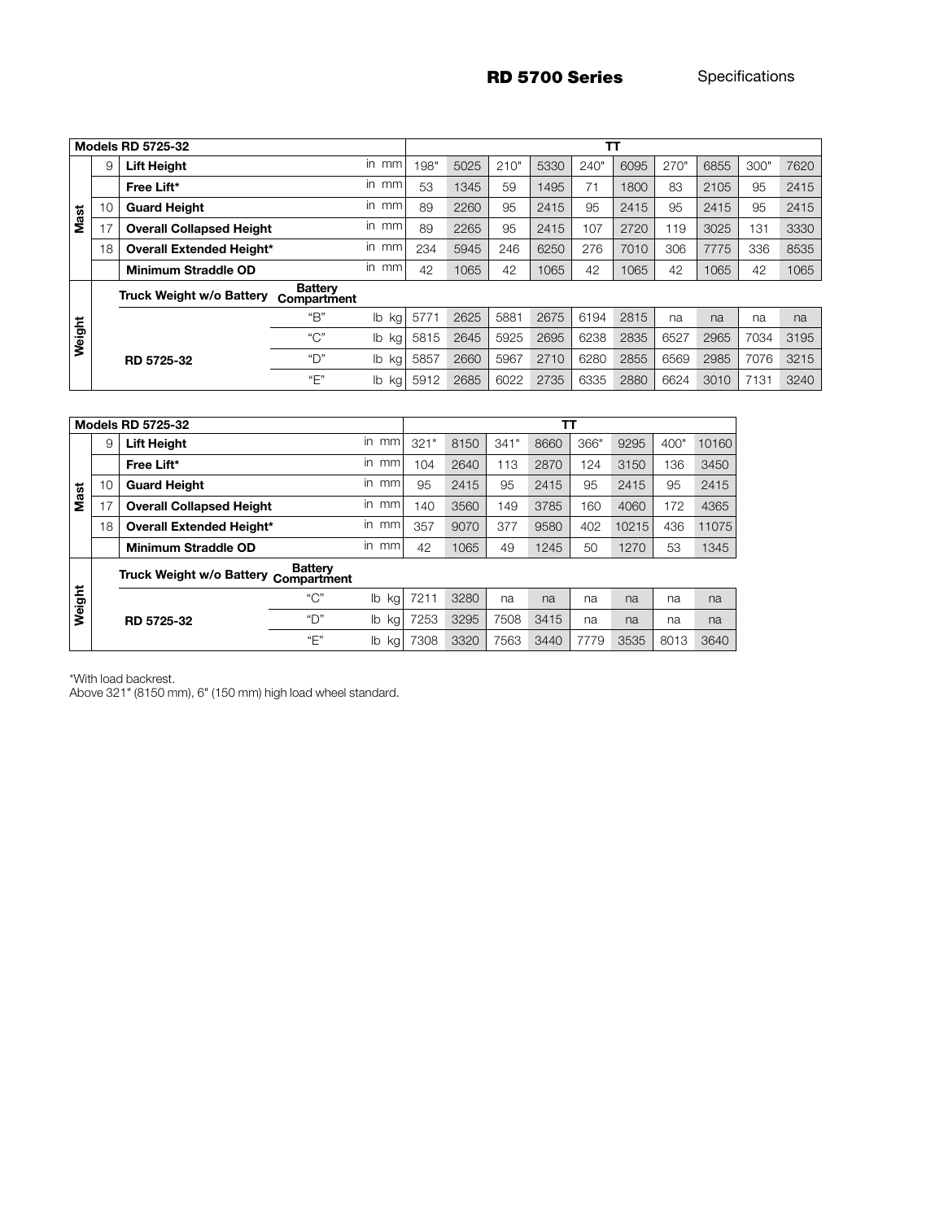| | | Models RD 5725-32 | | | TT | | | | | | | | | |
|---|---|---|---|---|---|---|---|---|---|---|---|---|---|---|
| Mast | 9 | Lift Height | | in mm | 198" | 5025 | 210" | 5330 | 240" | 6095 | 270" | 6855 | 300" | 7620 |
| | | Free Lift* | | in mm | 53 | 1345 | 59 | 1495 | 71 | 1800 | 83 | 2105 | 95 | 2415 |
| | 10 | Guard Height | | in mm | 89 | 2260 | 95 | 2415 | 95 | 2415 | 95 | 2415 | 95 | 2415 |
| | 17 | Overall Collapsed Height | | in mm | 89 | 2265 | 95 | 2415 | 107 | 2720 | 119 | 3025 | 131 | 3330 |
| | 18 | Overall Extended Height* | | in mm | 234 | 5945 | 246 | 6250 | 276 | 7010 | 306 | 7775 | 336 | 8535 |
| | | Minimum Straddle OD | | in mm | 42 | 1065 | 42 | 1065 | 42 | 1065 | 42 | 1065 | 42 | 1065 |
| Weight | | Truck Weight w/o Battery | Battery Compartment | | | | | | | | | | | |
| | | RD 5725-32 | "B" | lb kg | 5771 | 2625 | 5881 | 2675 | 6194 | 2815 | na | na | na | na |
| | | | "C" | lb kg | 5815 | 2645 | 5925 | 2695 | 6238 | 2835 | 6527 | 2965 | 7034 | 3195 |
| | | | "D" | lb kg | 5857 | 2660 | 5967 | 2710 | 6280 | 2855 | 6569 | 2985 | 7076 | 3215 |
| | | | "E" | lb kg | 5912 | 2685 | 6022 | 2735 | 6335 | 2880 | 6624 | 3010 | 7131 | 3240 |

| | | Models RD 5725-32 | | | TT | | | | | | | |
|---|---|---|---|---|---|---|---|---|---|---|---|---|
| Mast | 9 | Lift Height | | in mm | 321" | 8150 | 341" | 8660 | 366" | 9295 | 400" | 10160 |
| | | Free Lift* | | in mm | 104 | 2640 | 113 | 2870 | 124 | 3150 | 136 | 3450 |
| | 10 | Guard Height | | in mm | 95 | 2415 | 95 | 2415 | 95 | 2415 | 95 | 2415 |
| | 17 | Overall Collapsed Height | | in mm | 140 | 3560 | 149 | 3785 | 160 | 4060 | 172 | 4365 |
| | 18 | Overall Extended Height* | | in mm | 357 | 9070 | 377 | 9580 | 402 | 10215 | 436 | 11075 |
| | | Minimum Straddle OD | | in mm | 42 | 1065 | 49 | 1245 | 50 | 1270 | 53 | 1345 |
| Weight | | Truck Weight w/o Battery | Battery Compartment | | | | | | | | | |
| | | RD 5725-32 | "C" | lb kg | 7211 | 3280 | na | na | na | na | na | na |
| | | | "D" | lb kg | 7253 | 3295 | 7508 | 3415 | na | na | na | na |
| | | | "E" | lb kg | 7308 | 3320 | 7563 | 3440 | 7779 | 3535 | 8013 | 3640 |

*With load backrest.

Above 321" (8150 mm), 6" (150 mm) high load wheel standard.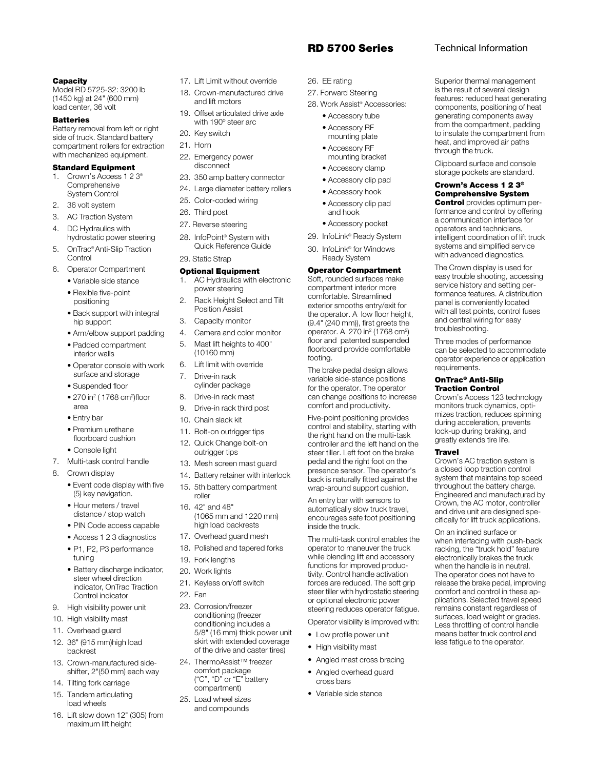# RD 5700 Series Technical Information

### Capacity

Model RD 5725-32: 3200 lb (1450 kg) at 24" (600 mm) load center, 36 volt

### Batteries

Battery removal from left or right side of truck. Standard battery compartment rollers for extraction with mechanized equipment.

### Standard Equipment

1. Crown's Access 1 2 3® Comprehensive System Control
2. 36 volt system
3. AC Traction System
4. DC Hydraulics with hydrostatic power steering
5. OnTrac® Anti-Slip Traction Control
6. Operator Compartment
   - Variable side stance
   - Flexible five-point positioning
   - Back support with integral hip support
   - Arm/elbow support padding
   - Padded compartment interior walls
   - Operator console with work surface and storage
   - Suspended floor
   - 270 in² ( 1768 cm²)floor area
   - Entry bar
   - Premium urethane floorboard cushion
   - Console light
7. Multi-task control handle
8. Crown display
   - Event code display with five (5) key navigation.
   - Hour meters / travel distance / stop watch
   - PIN Code access capable
   - Access 1 2 3 diagnostics
   - P1, P2, P3 performance tuning
   - Battery discharge indicator, steer wheel direction indicator, OnTrac Traction Control indicator
9. High visibility power unit
10. High visibility mast
11. Overhead guard
12. 36" (915 mm)high load backrest
13. Crown-manufactured side-shifter, 2"(50 mm) each way
14. Tilting fork carriage
15. Tandem articulating load wheels
16. Lift slow down 12" (305) from maximum lift height
17. Lift Limit without override
18. Crown-manufactured drive and lift motors
19. Offset articulated drive axle with 190º steer arc
20. Key switch
21. Horn
22. Emergency power disconnect
23. 350 amp battery connector
24. Large diameter battery rollers
25. Color-coded wiring
26. Third post
27. Reverse steering
28. InfoPoint® System with Quick Reference Guide
29. Static Strap

### Optional Equipment

1. AC Hydraulics with electronic power steering
2. Rack Height Select and Tilt Position Assist
3. Capacity monitor
4. Camera and color monitor
5. Mast lift heights to 400" (10160 mm)
6. Lift limit with override
7. Drive-in rack cylinder package
8. Drive-in rack mast
9. Drive-in rack third post
10. Chain slack kit
11. Bolt-on outrigger tips
12. Quick Change bolt-on outrigger tips
13. Mesh screen mast guard
14. Battery retainer with interlock
15. 5th battery compartment roller
16. 42" and 48" (1065 mm and 1220 mm) high load backrests
17. Overhead guard mesh
18. Polished and tapered forks
19. Fork lengths
20. Work lights
21. Keyless on/off switch
22. Fan
23. Corrosion/freezer conditioning (freezer conditioning includes a 5/8" (16 mm) thick power unit skirt with extended coverage of the drive and caster tires)
24. ThermoAssist™ freezer comfort package ("C", "D" or "E" battery compartment)
25. Load wheel sizes and compounds
26. EE rating
27. Forward Steering
28. Work Assist® Accessories:
   - Accessory tube
   - Accessory RF mounting plate
   - Accessory RF mounting bracket
   - Accessory clamp
   - Accessory clip pad
   - Accessory hook
   - Accessory clip pad and hook
   - Accessory pocket
29. InfoLink® Ready System
30. InfoLink® for Windows Ready System

### Operator Compartment

Soft, rounded surfaces make compartment interior more comfortable. Streamlined exterior smooths entry/exit for the operator. A low floor height, (9.4" (240 mm)), first greets the operator. A 270 in² (1768 cm²) floor and patented suspended floorboard provide comfortable footing.

The brake pedal design allows variable side-stance positions for the operator. The operator can change positions to increase comfort and productivity.

Five-point positioning provides control and stability, starting with the right hand on the multi-task controller and the left hand on the steer tiller. Left foot on the brake pedal and the right foot on the presence sensor. The operator's back is naturally fitted against the wrap-around support cushion.

An entry bar with sensors to automatically slow truck travel, encourages safe foot positioning inside the truck.

The multi-task control enables the operator to maneuver the truck while blending lift and accessory functions for improved productivity. Control handle activation forces are reduced. The soft grip steer tiller with hydrostatic steering or optional electronic power steering reduces operator fatigue.

Operator visibility is improved with:

- Low profile power unit
- High visibility mast
- Angled mast cross bracing
- Angled overhead guard cross bars
- Variable side stance

Superior thermal management is the result of several design features: reduced heat generating components, positioning of heat generating components away from the compartment, padding to insulate the compartment from heat, and improved air paths through the truck.

Clipboard surface and console storage pockets are standard.

**Crown's Access 1 2 3® Comprehensive System Control** provides optimum performance and control by offering a communication interface for operators and technicians, intelligent coordination of lift truck systems and simplified service with advanced diagnostics.

The Crown display is used for easy trouble shooting, accessing service history and setting performance features. A distribution panel is conveniently located with all test points, control fuses and central wiring for easy troubleshooting.

Three modes of performance can be selected to accommodate operator experience or application requirements.

### OnTrac® Anti-Slip Traction Control

Crown's Access 123 technology monitors truck dynamics, optimizes traction, reduces spinning during acceleration, prevents lock-up during braking, and greatly extends tire life.

### Travel

Crown's AC traction system is a closed loop traction control system that maintains top speed throughout the battery charge. Engineered and manufactured by Crown, the AC motor, controller and drive unit are designed specifically for lift truck applications.

On an inclined surface or when interfacing with push-back racking, the "truck hold" feature electronically brakes the truck when the handle is in neutral. The operator does not have to release the brake pedal, improving comfort and control in these applications. Selected travel speed remains constant regardless of surfaces, load weight or grades. Less throttling of control handle means better truck control and less fatigue to the operator.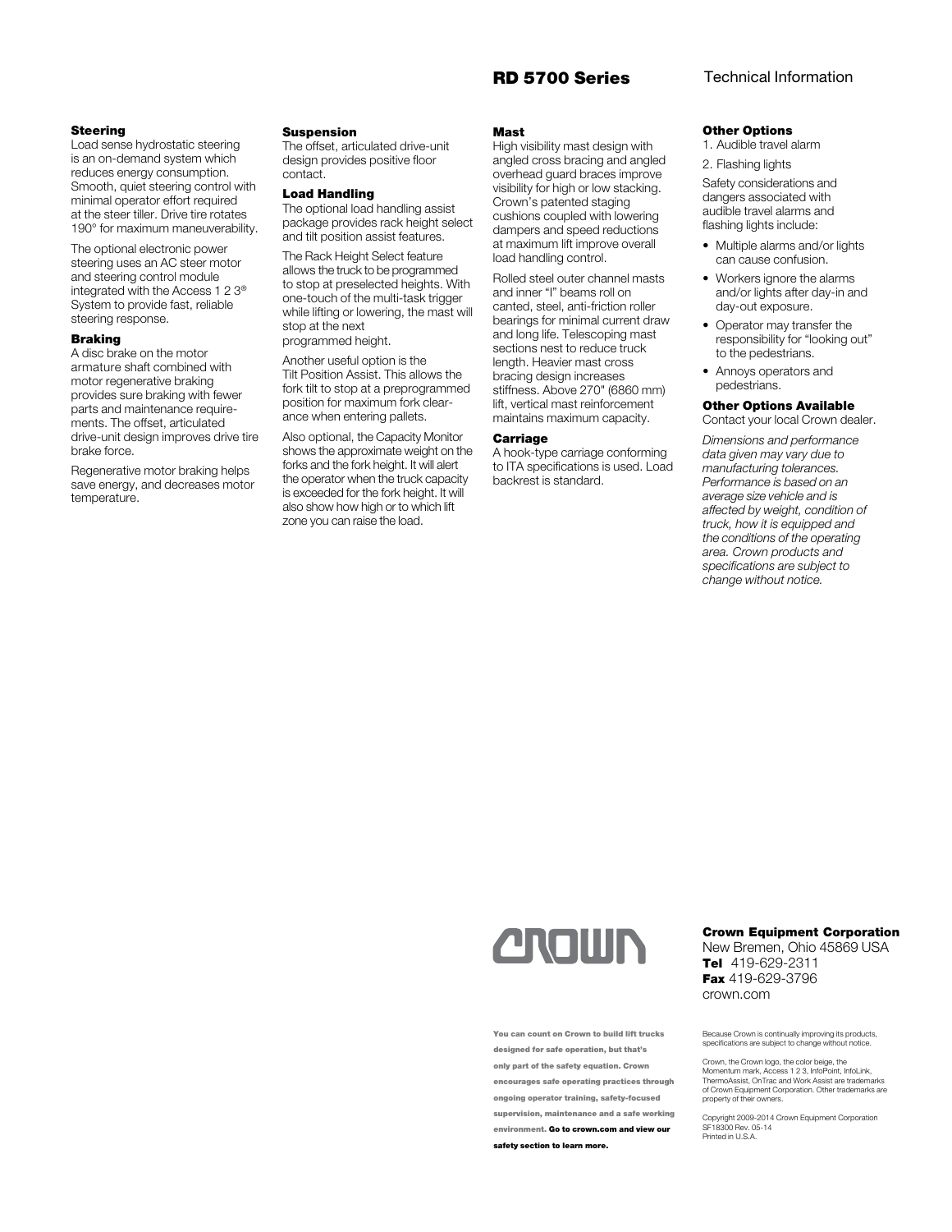# RD 5700 Series

Technical Information

### Steering

Load sense hydrostatic steering is an on-demand system which reduces energy consumption. Smooth, quiet steering control with minimal operator effort required at the steer tiller. Drive tire rotates 190° for maximum maneuverability.

The optional electronic power steering uses an AC steer motor and steering control module integrated with the Access 1 2 3® System to provide fast, reliable steering response.

### Braking

A disc brake on the motor armature shaft combined with motor regenerative braking provides sure braking with fewer parts and maintenance requirements. The offset, articulated drive-unit design improves drive tire brake force.

Regenerative motor braking helps save energy, and decreases motor temperature.

### Suspension

The offset, articulated drive-unit design provides positive floor contact.

### Load Handling

The optional load handling assist package provides rack height select and tilt position assist features.

The Rack Height Select feature allows the truck to be programmed to stop at preselected heights. With one-touch of the multi-task trigger while lifting or lowering, the mast will stop at the next programmed height.

Another useful option is the Tilt Position Assist. This allows the fork tilt to stop at a preprogrammed position for maximum fork clearance when entering pallets.

Also optional, the Capacity Monitor shows the approximate weight on the forks and the fork height. It will alert the operator when the truck capacity is exceeded for the fork height. It will also show how high or to which lift zone you can raise the load.

### Mast

High visibility mast design with angled cross bracing and angled overhead guard braces improve visibility for high or low stacking. Crown's patented staging cushions coupled with lowering dampers and speed reductions at maximum lift improve overall load handling control.

Rolled steel outer channel masts and inner "I" beams roll on canted, steel, anti-friction roller bearings for minimal current draw and long life. Telescoping mast sections nest to reduce truck length. Heavier mast cross bracing design increases stiffness. Above 270" (6860 mm) lift, vertical mast reinforcement maintains maximum capacity.

### Carriage

A hook-type carriage conforming to ITA specifications is used. Load backrest is standard.

### Other Options

1. Audible travel alarm
2. Flashing lights

Safety considerations and dangers associated with audible travel alarms and flashing lights include:

- Multiple alarms and/or lights can cause confusion.
- Workers ignore the alarms and/or lights after day-in and day-out exposure.
- Operator may transfer the responsibility for "looking out" to the pedestrians.
- Annoys operators and pedestrians.

### Other Options Available

Contact your local Crown dealer.

*Dimensions and performance data given may vary due to manufacturing tolerances. Performance is based on an average size vehicle and is affected by weight, condition of truck, how it is equipped and the conditions of the operating area. Crown products and specifications are subject to change without notice.*

CROWN

**You can count on Crown to build lift trucks designed for safe operation, but that's only part of the safety equation. Crown encourages safe operating practices through ongoing operator training, safety-focused supervision, maintenance and a safe working environment. Go to crown.com and view our safety section to learn more.**

**Crown Equipment Corporation**
New Bremen, Ohio 45869 USA
**Tel** 419-629-2311
**Fax** 419-629-3796
crown.com

Because Crown is continually improving its products, specifications are subject to change without notice.

Crown, the Crown logo, the color beige, the Momentum mark, Access 1 2 3, InfoPoint, InfoLink, ThermoAssist, OnTrac and Work Assist are trademarks of Crown Equipment Corporation. Other trademarks are property of their owners.

Copyright 2009-2014 Crown Equipment Corporation
SF18300 Rev. 05-14
Printed in U.S.A.